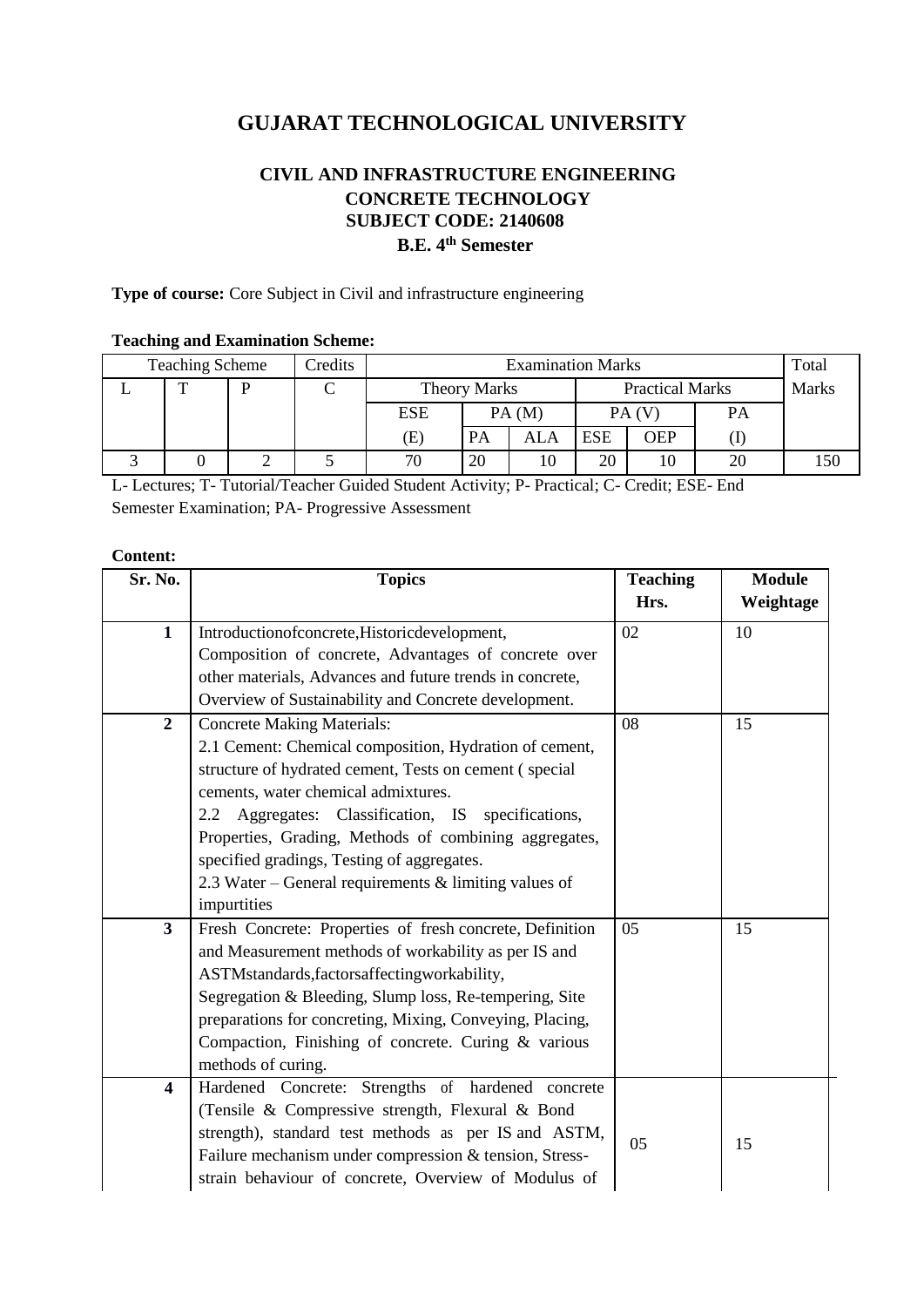# GUJARAT TECHNOLOGICAL UNIVERSITY

## CIVIL AND INFRASTRUCTURE ENGINEERING
## CONCRETE TECHNOLOGY
## SUBJECT CODE: 2140608
## B.E. 4th Semester

**Type of course:** Core Subject in Civil and infrastructure engineering

**Teaching and Examination Scheme:**

| Teaching Scheme | | | Credits | Examination Marks | | | | | | Total |
|---|---|---|---|---|---|---|---|---|---|---|
| L | T | P | C | Theory Marks | | | Practical Marks | | | Marks |
| | | | | ESE | PA (M) | | PA (V) | | PA | |
| | | | | (E) | PA | ALA | ESE | OEP | (I) | |
| 3 | 0 | 2 | 5 | 70 | 20 | 10 | 20 | 10 | 20 | 150 |

L- Lectures; T- Tutorial/Teacher Guided Student Activity; P- Practical; C- Credit; ESE- End Semester Examination; PA- Progressive Assessment

**Content:**

| Sr. No. | Topics | Teaching Hrs. | Module Weightage |
|---|---|---|---|
| **1** | Introductionofconcrete,Historicdevelopment, Composition of concrete, Advantages of concrete over other materials, Advances and future trends in concrete, Overview of Sustainability and Concrete development. | 02 | 10 |
| **2** | Concrete Making Materials:<br>2.1 Cement: Chemical composition, Hydration of cement, structure of hydrated cement, Tests on cement ( special cements, water chemical admixtures.<br>2.2 Aggregates: Classification, IS specifications, Properties, Grading, Methods of combining aggregates, specified gradings, Testing of aggregates.<br>2.3 Water – General requirements & limiting values of impurtities | 08 | 15 |
| **3** | Fresh Concrete: Properties of fresh concrete, Definition and Measurement methods of workability as per IS and ASTMstandards,factorsaffectingworkability, Segregation & Bleeding, Slump loss, Re-tempering, Site preparations for concreting, Mixing, Conveying, Placing, Compaction, Finishing of concrete. Curing & various methods of curing. | 05 | 15 |
| **4** | Hardened Concrete: Strengths of hardened concrete (Tensile & Compressive strength, Flexural & Bond strength), standard test methods as per IS and ASTM, Failure mechanism under compression & tension, Stress-strain behaviour of concrete, Overview of Modulus of | 05 | 15 |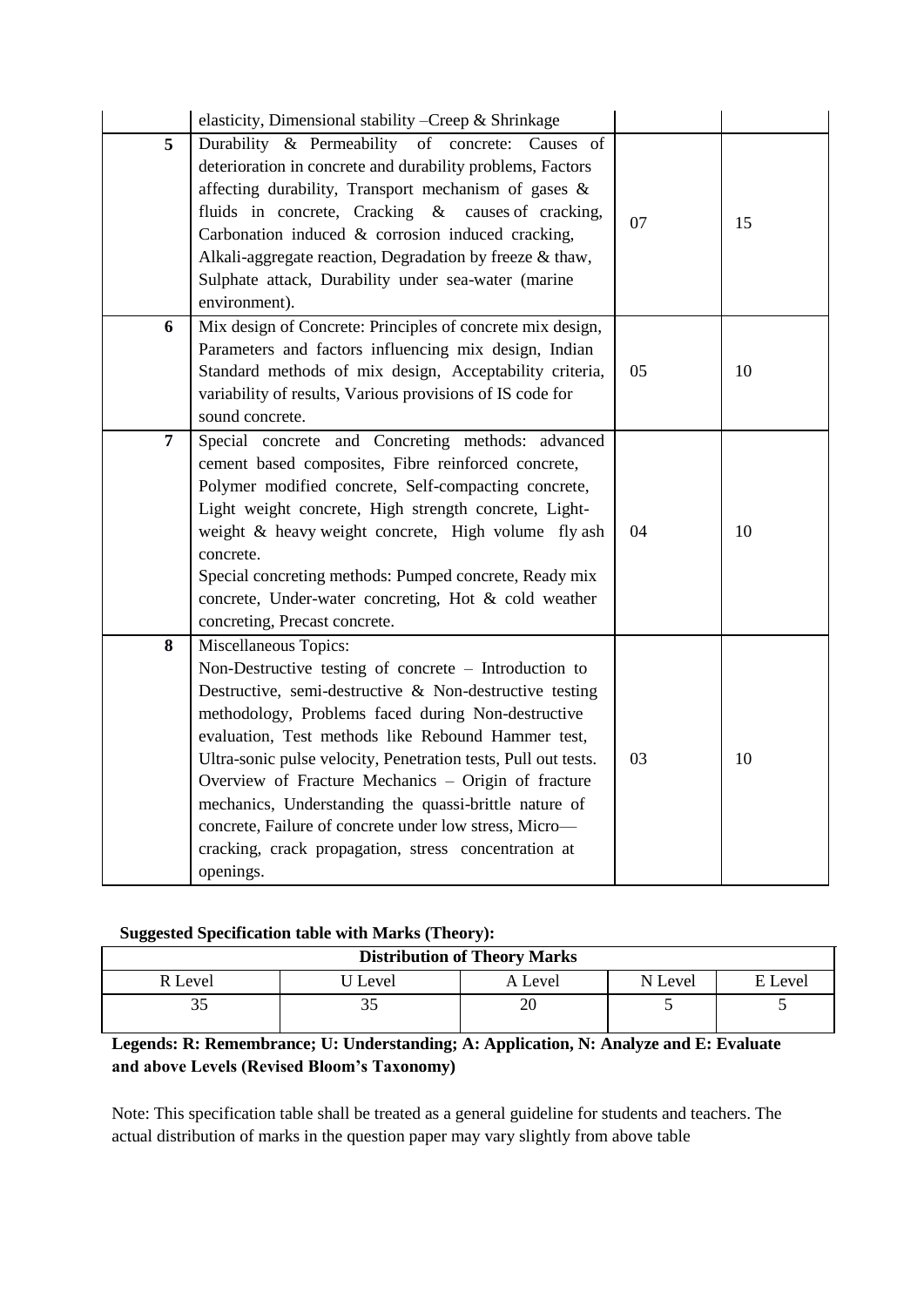|   | elasticity, Dimensional stability –Creep & Shrinkage |   |   |
|---|---|---|---|
| **5** | Durability & Permeability of concrete: Causes of deterioration in concrete and durability problems, Factors affecting durability, Transport mechanism of gases & fluids in concrete, Cracking & causes of cracking, Carbonation induced & corrosion induced cracking, Alkali-aggregate reaction, Degradation by freeze & thaw, Sulphate attack, Durability under sea-water (marine environment). | 07 | 15 |
| **6** | Mix design of Concrete: Principles of concrete mix design, Parameters and factors influencing mix design, Indian Standard methods of mix design, Acceptability criteria, variability of results, Various provisions of IS code for sound concrete. | 05 | 10 |
| **7** | Special concrete and Concreting methods: advanced cement based composites, Fibre reinforced concrete, Polymer modified concrete, Self-compacting concrete, Light weight concrete, High strength concrete, Light-weight & heavy weight concrete, High volume fly ash concrete.<br>Special concreting methods: Pumped concrete, Ready mix concrete, Under-water concreting, Hot & cold weather concreting, Precast concrete. | 04 | 10 |
| **8** | Miscellaneous Topics:<br>Non-Destructive testing of concrete – Introduction to Destructive, semi-destructive & Non-destructive testing methodology, Problems faced during Non-destructive evaluation, Test methods like Rebound Hammer test, Ultra-sonic pulse velocity, Penetration tests, Pull out tests.<br>Overview of Fracture Mechanics – Origin of fracture mechanics, Understanding the quassi-brittle nature of concrete, Failure of concrete under low stress, Micro—cracking, crack propagation, stress concentration at openings. | 03 | 10 |

**Suggested Specification table with Marks (Theory):**

| Distribution of Theory Marks | | | | |
|---|---|---|---|---|
| R Level | U Level | A Level | N Level | E Level |
| 35 | 35 | 20 | 5 | 5 |

**Legends: R: Remembrance; U: Understanding; A: Application, N: Analyze and E: Evaluate and above Levels (Revised Bloom's Taxonomy)**

Note: This specification table shall be treated as a general guideline for students and teachers. The actual distribution of marks in the question paper may vary slightly from above table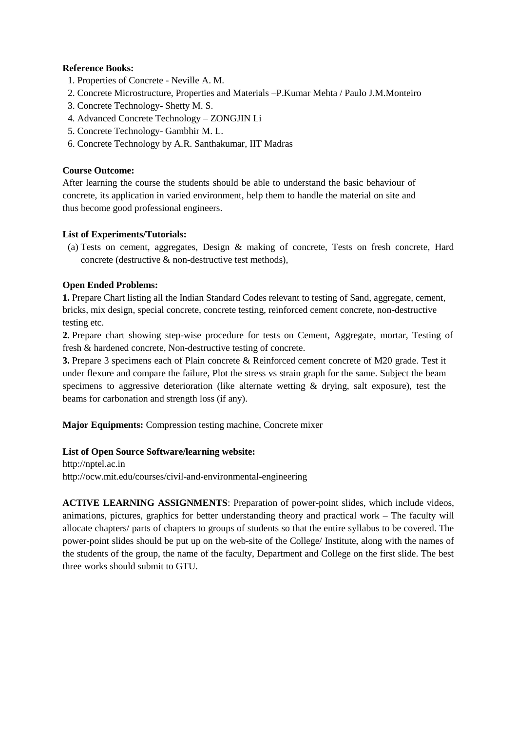**Reference Books:**

1. Properties of Concrete - Neville A. M.
2. Concrete Microstructure, Properties and Materials –P.Kumar Mehta / Paulo J.M.Monteiro
3. Concrete Technology- Shetty M. S.
4. Advanced Concrete Technology – ZONGJIN Li
5. Concrete Technology- Gambhir M. L.
6. Concrete Technology by A.R. Santhakumar, IIT Madras

**Course Outcome:**

After learning the course the students should be able to understand the basic behaviour of concrete, its application in varied environment, help them to handle the material on site and thus become good professional engineers.

**List of Experiments/Tutorials:**

(a) Tests on cement, aggregates, Design & making of concrete, Tests on fresh concrete, Hard concrete (destructive & non-destructive test methods),

**Open Ended Problems:**

**1.** Prepare Chart listing all the Indian Standard Codes relevant to testing of Sand, aggregate, cement, bricks, mix design, special concrete, concrete testing, reinforced cement concrete, non-destructive testing etc.

**2.** Prepare chart showing step-wise procedure for tests on Cement, Aggregate, mortar, Testing of fresh & hardened concrete, Non-destructive testing of concrete.

**3.** Prepare 3 specimens each of Plain concrete & Reinforced cement concrete of M20 grade. Test it under flexure and compare the failure, Plot the stress vs strain graph for the same. Subject the beam specimens to aggressive deterioration (like alternate wetting & drying, salt exposure), test the beams for carbonation and strength loss (if any).

**Major Equipments:** Compression testing machine, Concrete mixer

**List of Open Source Software/learning website:**

http://nptel.ac.in

http://ocw.mit.edu/courses/civil-and-environmental-engineering

**ACTIVE LEARNING ASSIGNMENTS**: Preparation of power-point slides, which include videos, animations, pictures, graphics for better understanding theory and practical work – The faculty will allocate chapters/ parts of chapters to groups of students so that the entire syllabus to be covered. The power-point slides should be put up on the web-site of the College/ Institute, along with the names of the students of the group, the name of the faculty, Department and College on the first slide. The best three works should submit to GTU.